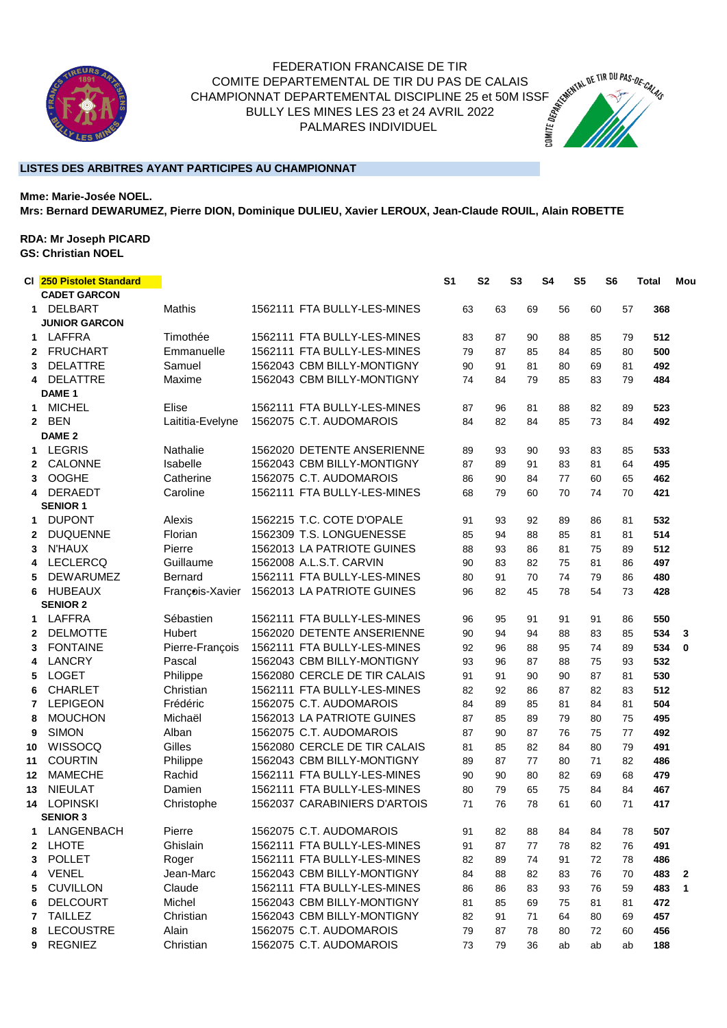FEDERATION FRANCAISE DE TIR
COMITE DEPARTEMENTAL DE TIR DU PAS DE CALAIS
CHAMPIONNAT DEPARTEMENTAL DISCIPLINE 25 et 50M ISSF
BULLY LES MINES LES 23 et 24 AVRIL 2022
PALMARES INDIVIDUEL

## LISTES DES ARBITRES AYANT PARTICIPES AU CHAMPIONNAT

**Mme: Marie-Josée NOEL.**
**Mrs: Bernard DEWARUMEZ, Pierre DION, Dominique DULIEU, Xavier LEROUX, Jean-Claude ROUIL, Alain ROBETTE**

**RDA: Mr Joseph PICARD**
**GS: Christian NOEL**

| Cl | 250 Pistolet Standard | | | S1 | S2 | S3 | S4 | S5 | S6 | Total | Mou |
|---|---|---|---|---|---|---|---|---|---|---|---|
| | **CADET GARCON** | | | | | | | | | | |
| 1 | DELBART | Mathis | 1562111 FTA BULLY-LES-MINES | 63 | 63 | 69 | 56 | 60 | 57 | **368** | |
| | **JUNIOR GARCON** | | | | | | | | | | |
| 1 | LAFFRA | Timothée | 1562111 FTA BULLY-LES-MINES | 83 | 87 | 90 | 88 | 85 | 79 | **512** | |
| 2 | FRUCHART | Emmanuelle | 1562111 FTA BULLY-LES-MINES | 79 | 87 | 85 | 84 | 85 | 80 | **500** | |
| 3 | DELATTRE | Samuel | 1562043 CBM BILLY-MONTIGNY | 90 | 91 | 81 | 80 | 69 | 81 | **492** | |
| 4 | DELATTRE | Maxime | 1562043 CBM BILLY-MONTIGNY | 74 | 84 | 79 | 85 | 83 | 79 | **484** | |
| | **DAME 1** | | | | | | | | | | |
| 1 | MICHEL | Elise | 1562111 FTA BULLY-LES-MINES | 87 | 96 | 81 | 88 | 82 | 89 | **523** | |
| 2 | BEN | Laititia-Evelyne | 1562075 C.T. AUDOMAROIS | 84 | 82 | 84 | 85 | 73 | 84 | **492** | |
| | **DAME 2** | | | | | | | | | | |
| 1 | LEGRIS | Nathalie | 1562020 DETENTE ANSERIENNE | 89 | 93 | 90 | 93 | 83 | 85 | **533** | |
| 2 | CALONNE | Isabelle | 1562043 CBM BILLY-MONTIGNY | 87 | 89 | 91 | 83 | 81 | 64 | **495** | |
| 3 | OOGHE | Catherine | 1562075 C.T. AUDOMAROIS | 86 | 90 | 84 | 77 | 60 | 65 | **462** | |
| 4 | DERAEDT | Caroline | 1562111 FTA BULLY-LES-MINES | 68 | 79 | 60 | 70 | 74 | 70 | **421** | |
| | **SENIOR 1** | | | | | | | | | | |
| 1 | DUPONT | Alexis | 1562215 T.C. COTE D'OPALE | 91 | 93 | 92 | 89 | 86 | 81 | **532** | |
| 2 | DUQUENNE | Florian | 1562309 T.S. LONGUENESSE | 85 | 94 | 88 | 85 | 81 | 81 | **514** | |
| 3 | N'HAUX | Pierre | 1562013 LA PATRIOTE GUINES | 88 | 93 | 86 | 81 | 75 | 89 | **512** | |
| 4 | LECLERCQ | Guillaume | 1562008 A.L.S.T. CARVIN | 90 | 83 | 82 | 75 | 81 | 86 | **497** | |
| 5 | DEWARUMEZ | Bernard | 1562111 FTA BULLY-LES-MINES | 80 | 91 | 70 | 74 | 79 | 86 | **480** | |
| 6 | HUBEAUX | François-Xavier | 1562013 LA PATRIOTE GUINES | 96 | 82 | 45 | 78 | 54 | 73 | **428** | |
| | **SENIOR 2** | | | | | | | | | | |
| 1 | LAFFRA | Sébastien | 1562111 FTA BULLY-LES-MINES | 96 | 95 | 91 | 91 | 91 | 86 | **550** | |
| 2 | DELMOTTE | Hubert | 1562020 DETENTE ANSERIENNE | 90 | 94 | 94 | 88 | 83 | 85 | **534** | **3** |
| 3 | FONTAINE | Pierre-François | 1562111 FTA BULLY-LES-MINES | 92 | 96 | 88 | 95 | 74 | 89 | **534** | **0** |
| 4 | LANCRY | Pascal | 1562043 CBM BILLY-MONTIGNY | 93 | 96 | 87 | 88 | 75 | 93 | **532** | |
| 5 | LOGET | Philippe | 1562080 CERCLE DE TIR CALAIS | 91 | 91 | 90 | 90 | 87 | 81 | **530** | |
| 6 | CHARLET | Christian | 1562111 FTA BULLY-LES-MINES | 82 | 92 | 86 | 87 | 82 | 83 | **512** | |
| 7 | LEPIGEON | Frédéric | 1562075 C.T. AUDOMAROIS | 84 | 89 | 85 | 81 | 84 | 81 | **504** | |
| 8 | MOUCHON | Michaël | 1562013 LA PATRIOTE GUINES | 87 | 85 | 89 | 79 | 80 | 75 | **495** | |
| 9 | SIMON | Alban | 1562075 C.T. AUDOMAROIS | 87 | 90 | 87 | 76 | 75 | 77 | **492** | |
| 10 | WISSOCQ | Gilles | 1562080 CERCLE DE TIR CALAIS | 81 | 85 | 82 | 84 | 80 | 79 | **491** | |
| 11 | COURTIN | Philippe | 1562043 CBM BILLY-MONTIGNY | 89 | 87 | 77 | 80 | 71 | 82 | **486** | |
| 12 | MAMECHE | Rachid | 1562111 FTA BULLY-LES-MINES | 90 | 90 | 80 | 82 | 69 | 68 | **479** | |
| 13 | NIEULAT | Damien | 1562111 FTA BULLY-LES-MINES | 80 | 79 | 65 | 75 | 84 | 84 | **467** | |
| 14 | LOPINSKI | Christophe | 1562037 CARABINIERS D'ARTOIS | 71 | 76 | 78 | 61 | 60 | 71 | **417** | |
| | **SENIOR 3** | | | | | | | | | | |
| 1 | LANGENBACH | Pierre | 1562075 C.T. AUDOMAROIS | 91 | 82 | 88 | 84 | 84 | 78 | **507** | |
| 2 | LHOTE | Ghislain | 1562111 FTA BULLY-LES-MINES | 91 | 87 | 77 | 78 | 82 | 76 | **491** | |
| 3 | POLLET | Roger | 1562111 FTA BULLY-LES-MINES | 82 | 89 | 74 | 91 | 72 | 78 | **486** | |
| 4 | VENEL | Jean-Marc | 1562043 CBM BILLY-MONTIGNY | 84 | 88 | 82 | 83 | 76 | 70 | **483** | **2** |
| 5 | CUVILLON | Claude | 1562111 FTA BULLY-LES-MINES | 86 | 86 | 83 | 93 | 76 | 59 | **483** | **1** |
| 6 | DELCOURT | Michel | 1562043 CBM BILLY-MONTIGNY | 81 | 85 | 69 | 75 | 81 | 81 | **472** | |
| 7 | TAILLEZ | Christian | 1562043 CBM BILLY-MONTIGNY | 82 | 91 | 71 | 64 | 80 | 69 | **457** | |
| 8 | LECOUSTRE | Alain | 1562075 C.T. AUDOMAROIS | 79 | 87 | 78 | 80 | 72 | 60 | **456** | |
| 9 | REGNIEZ | Christian | 1562075 C.T. AUDOMAROIS | 73 | 79 | 36 | ab | ab | ab | **188** | |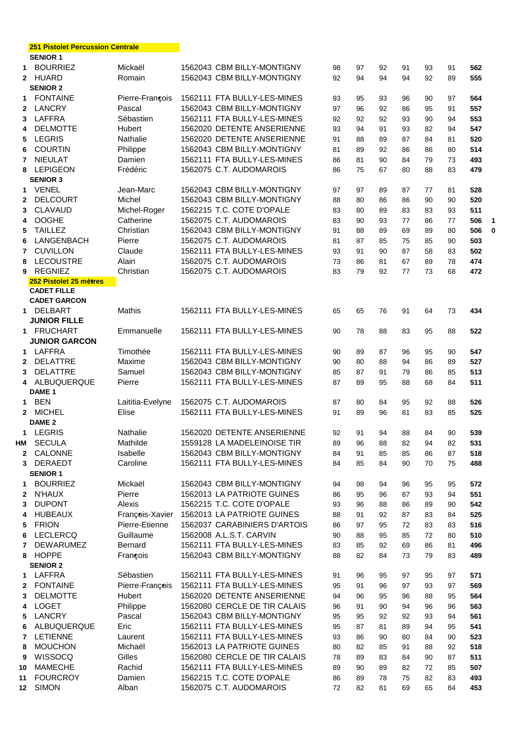**251 Pistolet Percussion Centrale**

| Rang | Nom | Prénom | Club | S1 | S2 | S3 | S4 | S5 | S6 | Total | |
|---|---|---|---|---|---|---|---|---|---|---|---|
| | **SENIOR 1** | | | | | | | | | | |
| 1 | BOURRIEZ | Mickaël | 1562043 CBM BILLY-MONTIGNY | 98 | 97 | 92 | 91 | 93 | 91 | **562** | |
| 2 | HUARD | Romain | 1562043 CBM BILLY-MONTIGNY | 92 | 94 | 94 | 94 | 92 | 89 | **555** | |
| | **SENIOR 2** | | | | | | | | | | |
| 1 | FONTAINE | Pierre-François | 1562111 FTA BULLY-LES-MINES | 93 | 95 | 93 | 96 | 90 | 97 | **564** | |
| 2 | LANCRY | Pascal | 1562043 CBM BILLY-MONTIGNY | 97 | 96 | 92 | 86 | 95 | 91 | **557** | |
| 3 | LAFFRA | Sébastien | 1562111 FTA BULLY-LES-MINES | 92 | 92 | 92 | 93 | 90 | 94 | **553** | |
| 4 | DELMOTTE | Hubert | 1562020 DETENTE ANSERIENNE | 93 | 94 | 91 | 93 | 82 | 94 | **547** | |
| 5 | LEGRIS | Nathalie | 1562020 DETENTE ANSERIENNE | 91 | 88 | 89 | 87 | 84 | 81 | **520** | |
| 6 | COURTIN | Philippe | 1562043 CBM BILLY-MONTIGNY | 81 | 89 | 92 | 86 | 86 | 80 | **514** | |
| 7 | NIEULAT | Damien | 1562111 FTA BULLY-LES-MINES | 86 | 81 | 90 | 84 | 79 | 73 | **493** | |
| 8 | LEPIGEON | Frédéric | 1562075 C.T. AUDOMAROIS | 86 | 75 | 67 | 80 | 88 | 83 | **479** | |
| | **SENIOR 3** | | | | | | | | | | |
| 1 | VENEL | Jean-Marc | 1562043 CBM BILLY-MONTIGNY | 97 | 97 | 89 | 87 | 77 | 81 | **528** | |
| 2 | DELCOURT | Michel | 1562043 CBM BILLY-MONTIGNY | 88 | 80 | 86 | 86 | 90 | 90 | **520** | |
| 3 | CLAVAUD | Michel-Roger | 1562215 T.C. COTE D'OPALE | 83 | 80 | 89 | 83 | 83 | 93 | **511** | |
| 4 | OOGHE | Catherine | 1562075 C.T. AUDOMAROIS | 83 | 90 | 93 | 77 | 86 | 77 | **506** | **1** |
| 5 | TAILLEZ | Christian | 1562043 CBM BILLY-MONTIGNY | 91 | 88 | 89 | 69 | 89 | 80 | **506** | **0** |
| 6 | LANGENBACH | Pierre | 1562075 C.T. AUDOMAROIS | 81 | 87 | 85 | 75 | 85 | 90 | **503** | |
| 7 | CUVILLON | Claude | 1562111 FTA BULLY-LES-MINES | 93 | 91 | 90 | 87 | 58 | 83 | **502** | |
| 8 | LECOUSTRE | Alain | 1562075 C.T. AUDOMAROIS | 73 | 86 | 81 | 67 | 89 | 78 | **474** | |
| 9 | REGNIEZ | Christian | 1562075 C.T. AUDOMAROIS | 83 | 79 | 92 | 77 | 73 | 68 | **472** | |

**252 Pistolet 25 mètres**

| Rang | Nom | Prénom | Club | S1 | S2 | S3 | S4 | S5 | S6 | Total |
|---|---|---|---|---|---|---|---|---|---|---|
| | **CADET FILLE** | | | | | | | | | |
| | **CADET GARCON** | | | | | | | | | |
| 1 | DELBART | Mathis | 1562111 FTA BULLY-LES-MINES | 65 | 65 | 76 | 91 | 64 | 73 | **434** |
| | **JUNIOR FILLE** | | | | | | | | | |
| 1 | FRUCHART | Emmanuelle | 1562111 FTA BULLY-LES-MINES | 90 | 78 | 88 | 83 | 95 | 88 | **522** |
| | **JUNIOR GARCON** | | | | | | | | | |
| 1 | LAFFRA | Timothée | 1562111 FTA BULLY-LES-MINES | 90 | 89 | 87 | 96 | 95 | 90 | **547** |
| 2 | DELATTRE | Maxime | 1562043 CBM BILLY-MONTIGNY | 90 | 80 | 88 | 94 | 86 | 89 | **527** |
| 3 | DELATTRE | Samuel | 1562043 CBM BILLY-MONTIGNY | 85 | 87 | 91 | 79 | 86 | 85 | **513** |
| 4 | ALBUQUERQUE | Pierre | 1562111 FTA BULLY-LES-MINES | 87 | 89 | 95 | 88 | 68 | 84 | **511** |
| | **DAME 1** | | | | | | | | | |
| 1 | BEN | Laititia-Evelyne | 1562075 C.T. AUDOMAROIS | 87 | 80 | 84 | 95 | 92 | 88 | **526** |
| 2 | MICHEL | Elise | 1562111 FTA BULLY-LES-MINES | 91 | 89 | 96 | 81 | 83 | 85 | **525** |
| | **DAME 2** | | | | | | | | | |
| 1 | LEGRIS | Nathalie | 1562020 DETENTE ANSERIENNE | 92 | 91 | 94 | 88 | 84 | 90 | **539** |
| HM | SECULA | Mathilde | 1559128 LA MADELEINOISE TIR | 89 | 96 | 88 | 82 | 94 | 82 | **531** |
| 2 | CALONNE | Isabelle | 1562043 CBM BILLY-MONTIGNY | 84 | 91 | 85 | 85 | 86 | 87 | **518** |
| 3 | DERAEDT | Caroline | 1562111 FTA BULLY-LES-MINES | 84 | 85 | 84 | 90 | 70 | 75 | **488** |
| | **SENIOR 1** | | | | | | | | | |
| 1 | BOURRIEZ | Mickaël | 1562043 CBM BILLY-MONTIGNY | 94 | 98 | 94 | 96 | 95 | 95 | **572** |
| 2 | N'HAUX | Pierre | 1562013 LA PATRIOTE GUINES | 86 | 95 | 96 | 87 | 93 | 94 | **551** |
| 3 | DUPONT | Alexis | 1562215 T.C. COTE D'OPALE | 93 | 96 | 88 | 86 | 89 | 90 | **542** |
| 4 | HUBEAUX | François-Xavier | 1562013 LA PATRIOTE GUINES | 88 | 91 | 92 | 87 | 83 | 84 | **525** |
| 5 | FRION | Pierre-Etienne | 1562037 CARABINIERS D'ARTOIS | 86 | 97 | 95 | 72 | 83 | 83 | **516** |
| 6 | LECLERCQ | Guillaume | 1562008 A.L.S.T. CARVIN | 90 | 88 | 95 | 85 | 72 | 80 | **510** |
| 7 | DEWARUMEZ | Bernard | 1562111 FTA BULLY-LES-MINES | 83 | 85 | 92 | 69 | 86 | 81 | **496** |
| 8 | HOPPE | François | 1562043 CBM BILLY-MONTIGNY | 88 | 82 | 84 | 73 | 79 | 83 | **489** |
| | **SENIOR 2** | | | | | | | | | |
| 1 | LAFFRA | Sébastien | 1562111 FTA BULLY-LES-MINES | 91 | 96 | 95 | 97 | 95 | 97 | **571** |
| 2 | FONTAINE | Pierre-François | 1562111 FTA BULLY-LES-MINES | 95 | 91 | 96 | 97 | 93 | 97 | **569** |
| 3 | DELMOTTE | Hubert | 1562020 DETENTE ANSERIENNE | 94 | 96 | 95 | 96 | 88 | 95 | **564** |
| 4 | LOGET | Philippe | 1562080 CERCLE DE TIR CALAIS | 96 | 91 | 90 | 94 | 96 | 96 | **563** |
| 5 | LANCRY | Pascal | 1562043 CBM BILLY-MONTIGNY | 95 | 95 | 92 | 92 | 93 | 94 | **561** |
| 6 | ALBUQUERQUE | Eric | 1562111 FTA BULLY-LES-MINES | 95 | 87 | 81 | 89 | 94 | 95 | **541** |
| 7 | LETIENNE | Laurent | 1562111 FTA BULLY-LES-MINES | 93 | 86 | 90 | 80 | 84 | 90 | **523** |
| 8 | MOUCHON | Michaël | 1562013 LA PATRIOTE GUINES | 80 | 82 | 85 | 91 | 88 | 92 | **518** |
| 9 | WISSOCQ | Gilles | 1562080 CERCLE DE TIR CALAIS | 78 | 89 | 83 | 84 | 90 | 87 | **511** |
| 10 | MAMECHE | Rachid | 1562111 FTA BULLY-LES-MINES | 89 | 90 | 89 | 82 | 72 | 85 | **507** |
| 11 | FOURCROY | Damien | 1562215 T.C. COTE D'OPALE | 86 | 89 | 78 | 75 | 82 | 83 | **493** |
| 12 | SIMON | Alban | 1562075 C.T. AUDOMAROIS | 72 | 82 | 81 | 69 | 65 | 84 | **453** |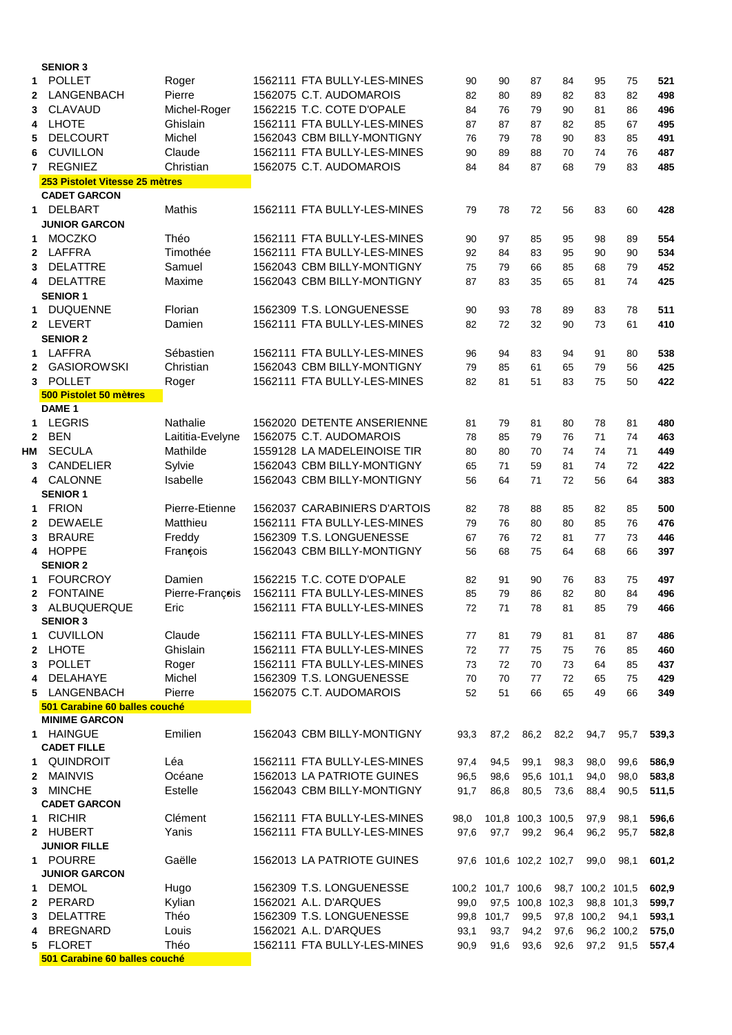**SENIOR 3**

| | | | | | | | | | | |
|---|---|---|---|---|---|---|---|---|---|---|
| 1 | POLLET | Roger | 1562111 FTA BULLY-LES-MINES | 90 | 90 | 87 | 84 | 95 | 75 | **521** |
| 2 | LANGENBACH | Pierre | 1562075 C.T. AUDOMAROIS | 82 | 80 | 89 | 82 | 83 | 82 | **498** |
| 3 | CLAVAUD | Michel-Roger | 1562215 T.C. COTE D'OPALE | 84 | 76 | 79 | 90 | 81 | 86 | **496** |
| 4 | LHOTE | Ghislain | 1562111 FTA BULLY-LES-MINES | 87 | 87 | 87 | 82 | 85 | 67 | **495** |
| 5 | DELCOURT | Michel | 1562043 CBM BILLY-MONTIGNY | 76 | 79 | 78 | 90 | 83 | 85 | **491** |
| 6 | CUVILLON | Claude | 1562111 FTA BULLY-LES-MINES | 90 | 89 | 88 | 70 | 74 | 76 | **487** |
| 7 | REGNIEZ | Christian | 1562075 C.T. AUDOMAROIS | 84 | 84 | 87 | 68 | 79 | 83 | **485** |

**253 Pistolet Vitesse 25 mètres**

**CADET GARCON**

| | | | | | | | | | | |
|---|---|---|---|---|---|---|---|---|---|---|
| 1 | DELBART | Mathis | 1562111 FTA BULLY-LES-MINES | 79 | 78 | 72 | 56 | 83 | 60 | **428** |

**JUNIOR GARCON**

| | | | | | | | | | | |
|---|---|---|---|---|---|---|---|---|---|---|
| 1 | MOCZKO | Théo | 1562111 FTA BULLY-LES-MINES | 90 | 97 | 85 | 95 | 98 | 89 | **554** |
| 2 | LAFFRA | Timothée | 1562111 FTA BULLY-LES-MINES | 92 | 84 | 83 | 95 | 90 | 90 | **534** |
| 3 | DELATTRE | Samuel | 1562043 CBM BILLY-MONTIGNY | 75 | 79 | 66 | 85 | 68 | 79 | **452** |
| 4 | DELATTRE | Maxime | 1562043 CBM BILLY-MONTIGNY | 87 | 83 | 35 | 65 | 81 | 74 | **425** |

**SENIOR 1**

| | | | | | | | | | | |
|---|---|---|---|---|---|---|---|---|---|---|
| 1 | DUQUENNE | Florian | 1562309 T.S. LONGUENESSE | 90 | 93 | 78 | 89 | 83 | 78 | **511** |
| 2 | LEVERT | Damien | 1562111 FTA BULLY-LES-MINES | 82 | 72 | 32 | 90 | 73 | 61 | **410** |

**SENIOR 2**

| | | | | | | | | | | |
|---|---|---|---|---|---|---|---|---|---|---|
| 1 | LAFFRA | Sébastien | 1562111 FTA BULLY-LES-MINES | 96 | 94 | 83 | 94 | 91 | 80 | **538** |
| 2 | GASIOROWSKI | Christian | 1562043 CBM BILLY-MONTIGNY | 79 | 85 | 61 | 65 | 79 | 56 | **425** |
| 3 | POLLET | Roger | 1562111 FTA BULLY-LES-MINES | 82 | 81 | 51 | 83 | 75 | 50 | **422** |

**500 Pistolet 50 mètres**

**DAME 1**

| | | | | | | | | | | |
|---|---|---|---|---|---|---|---|---|---|---|
| 1 | LEGRIS | Nathalie | 1562020 DETENTE ANSERIENNE | 81 | 79 | 81 | 80 | 78 | 81 | **480** |
| 2 | BEN | Laititia-Evelyne | 1562075 C.T. AUDOMAROIS | 78 | 85 | 79 | 76 | 71 | 74 | **463** |
| HM | SECULA | Mathilde | 1559128 LA MADELEINOISE TIR | 80 | 80 | 70 | 74 | 74 | 71 | **449** |
| 3 | CANDELIER | Sylvie | 1562043 CBM BILLY-MONTIGNY | 65 | 71 | 59 | 81 | 74 | 72 | **422** |
| 4 | CALONNE | Isabelle | 1562043 CBM BILLY-MONTIGNY | 56 | 64 | 71 | 72 | 56 | 64 | **383** |

**SENIOR 1**

| | | | | | | | | | | |
|---|---|---|---|---|---|---|---|---|---|---|
| 1 | FRION | Pierre-Etienne | 1562037 CARABINIERS D'ARTOIS | 82 | 78 | 88 | 85 | 82 | 85 | **500** |
| 2 | DEWAELE | Matthieu | 1562111 FTA BULLY-LES-MINES | 79 | 76 | 80 | 80 | 85 | 76 | **476** |
| 3 | BRAURE | Freddy | 1562309 T.S. LONGUENESSE | 67 | 76 | 72 | 81 | 77 | 73 | **446** |
| 4 | HOPPE | François | 1562043 CBM BILLY-MONTIGNY | 56 | 68 | 75 | 64 | 68 | 66 | **397** |

**SENIOR 2**

| | | | | | | | | | | |
|---|---|---|---|---|---|---|---|---|---|---|
| 1 | FOURCROY | Damien | 1562215 T.C. COTE D'OPALE | 82 | 91 | 90 | 76 | 83 | 75 | **497** |
| 2 | FONTAINE | Pierre-François | 1562111 FTA BULLY-LES-MINES | 85 | 79 | 86 | 82 | 80 | 84 | **496** |
| 3 | ALBUQUERQUE | Eric | 1562111 FTA BULLY-LES-MINES | 72 | 71 | 78 | 81 | 85 | 79 | **466** |

**SENIOR 3**

| | | | | | | | | | | |
|---|---|---|---|---|---|---|---|---|---|---|
| 1 | CUVILLON | Claude | 1562111 FTA BULLY-LES-MINES | 77 | 81 | 79 | 81 | 81 | 87 | **486** |
| 2 | LHOTE | Ghislain | 1562111 FTA BULLY-LES-MINES | 72 | 77 | 75 | 75 | 76 | 85 | **460** |
| 3 | POLLET | Roger | 1562111 FTA BULLY-LES-MINES | 73 | 72 | 70 | 73 | 64 | 85 | **437** |
| 4 | DELAHAYE | Michel | 1562309 T.S. LONGUENESSE | 70 | 70 | 77 | 72 | 65 | 75 | **429** |
| 5 | LANGENBACH | Pierre | 1562075 C.T. AUDOMAROIS | 52 | 51 | 66 | 65 | 49 | 66 | **349** |

**501 Carabine 60 balles couché**

**MINIME GARCON**

| | | | | | | | | | | |
|---|---|---|---|---|---|---|---|---|---|---|
| 1 | HAINGUE | Emilien | 1562043 CBM BILLY-MONTIGNY | 93,3 | 87,2 | 86,2 | 82,2 | 94,7 | 95,7 | **539,3** |

**CADET FILLE**

| | | | | | | | | | | |
|---|---|---|---|---|---|---|---|---|---|---|
| 1 | QUINDROIT | Léa | 1562111 FTA BULLY-LES-MINES | 97,4 | 94,5 | 99,1 | 98,3 | 98,0 | 99,6 | **586,9** |
| 2 | MAINVIS | Océane | 1562013 LA PATRIOTE GUINES | 96,5 | 98,6 | 95,6 | 101,1 | 94,0 | 98,0 | **583,8** |
| 3 | MINCHE | Estelle | 1562043 CBM BILLY-MONTIGNY | 91,7 | 86,8 | 80,5 | 73,6 | 88,4 | 90,5 | **511,5** |

**CADET GARCON**

| | | | | | | | | | | |
|---|---|---|---|---|---|---|---|---|---|---|
| 1 | RICHIR | Clément | 1562111 FTA BULLY-LES-MINES | 98,0 | 101,8 | 100,3 | 100,5 | 97,9 | 98,1 | **596,6** |
| 2 | HUBERT | Yanis | 1562111 FTA BULLY-LES-MINES | 97,6 | 97,7 | 99,2 | 96,4 | 96,2 | 95,7 | **582,8** |

**JUNIOR FILLE**

| | | | | | | | | | | |
|---|---|---|---|---|---|---|---|---|---|---|
| 1 | POURRE | Gaëlle | 1562013 LA PATRIOTE GUINES | 97,6 | 101,6 | 102,2 | 102,7 | 99,0 | 98,1 | **601,2** |

**JUNIOR GARCON**

| | | | | | | | | | | |
|---|---|---|---|---|---|---|---|---|---|---|
| 1 | DEMOL | Hugo | 1562309 T.S. LONGUENESSE | 100,2 | 101,7 | 100,6 | 98,7 | 100,2 | 101,5 | **602,9** |
| 2 | PERARD | Kylian | 1562021 A.L. D'ARQUES | 99,0 | 97,5 | 100,8 | 102,3 | 98,8 | 101,3 | **599,7** |
| 3 | DELATTRE | Théo | 1562309 T.S. LONGUENESSE | 99,8 | 101,7 | 99,5 | 97,8 | 100,2 | 94,1 | **593,1** |
| 4 | BREGNARD | Louis | 1562021 A.L. D'ARQUES | 93,1 | 93,7 | 94,2 | 97,6 | 96,2 | 100,2 | **575,0** |
| 5 | FLORET | Théo | 1562111 FTA BULLY-LES-MINES | 90,9 | 91,6 | 93,6 | 92,6 | 97,2 | 91,5 | **557,4** |

**501 Carabine 60 balles couché**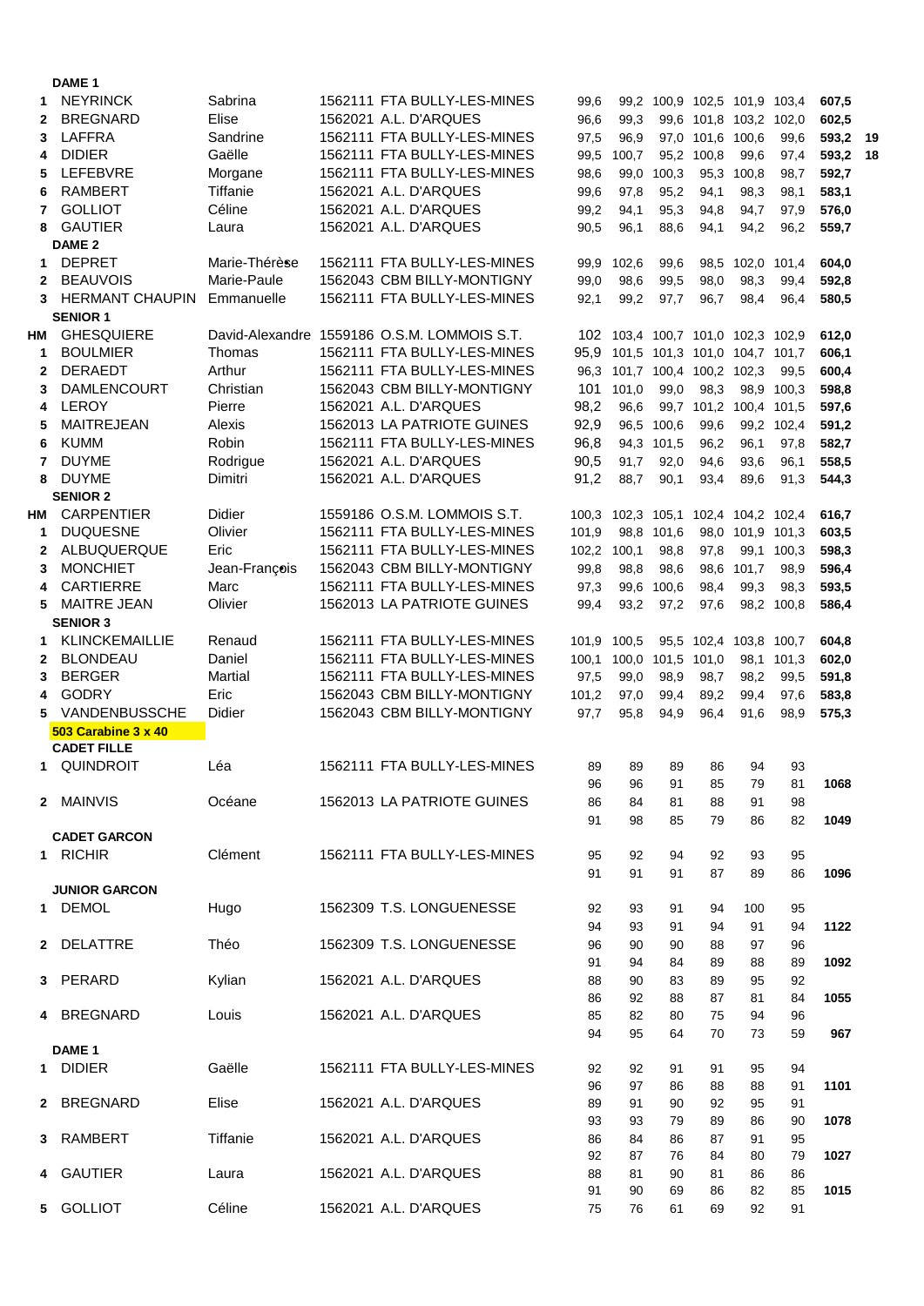| Rang | Nom | Prénom | Club | S1 | S2 | S3 | S4 | S5 | S6 | Total | |
|---|---|---|---|---|---|---|---|---|---|---|---|
| | **DAME 1** | | | | | | | | | | |
| 1 | NEYRINCK | Sabrina | 1562111 FTA BULLY-LES-MINES | 99,6 | 99,2 | 100,9 | 102,5 | 101,9 | 103,4 | **607,5** | |
| 2 | BREGNARD | Elise | 1562021 A.L. D'ARQUES | 96,6 | 99,3 | 99,6 | 101,8 | 103,2 | 102,0 | **602,5** | |
| 3 | LAFFRA | Sandrine | 1562111 FTA BULLY-LES-MINES | 97,5 | 96,9 | 97,0 | 101,6 | 100,6 | 99,6 | **593,2** | **19** |
| 4 | DIDIER | Gaëlle | 1562111 FTA BULLY-LES-MINES | 99,5 | 100,7 | 95,2 | 100,8 | 99,6 | 97,4 | **593,2** | **18** |
| 5 | LEFEBVRE | Morgane | 1562111 FTA BULLY-LES-MINES | 98,6 | 99,0 | 100,3 | 95,3 | 100,8 | 98,7 | **592,7** | |
| 6 | RAMBERT | Tiffanie | 1562021 A.L. D'ARQUES | 99,6 | 97,8 | 95,2 | 94,1 | 98,3 | 98,1 | **583,1** | |
| 7 | GOLLIOT | Céline | 1562021 A.L. D'ARQUES | 99,2 | 94,1 | 95,3 | 94,8 | 94,7 | 97,9 | **576,0** | |
| 8 | GAUTIER | Laura | 1562021 A.L. D'ARQUES | 90,5 | 96,1 | 88,6 | 94,1 | 94,2 | 96,2 | **559,7** | |
| | **DAME 2** | | | | | | | | | | |
| 1 | DEPRET | Marie-Thérèse | 1562111 FTA BULLY-LES-MINES | 99,9 | 102,6 | 99,6 | 98,5 | 102,0 | 101,4 | **604,0** | |
| 2 | BEAUVOIS | Marie-Paule | 1562043 CBM BILLY-MONTIGNY | 99,0 | 98,6 | 99,5 | 98,0 | 98,3 | 99,4 | **592,8** | |
| 3 | HERMANT CHAUPIN | Emmanuelle | 1562111 FTA BULLY-LES-MINES | 92,1 | 99,2 | 97,7 | 96,7 | 98,4 | 96,4 | **580,5** | |
| | **SENIOR 1** | | | | | | | | | | |
| HM | GHESQUIERE | David-Alexandre | 1559186 O.S.M. LOMMOIS S.T. | 102 | 103,4 | 100,7 | 101,0 | 102,3 | 102,9 | **612,0** | |
| 1 | BOULMIER | Thomas | 1562111 FTA BULLY-LES-MINES | 95,9 | 101,5 | 101,3 | 101,0 | 104,7 | 101,7 | **606,1** | |
| 2 | DERAEDT | Arthur | 1562111 FTA BULLY-LES-MINES | 96,3 | 101,7 | 100,4 | 100,2 | 102,3 | 99,5 | **600,4** | |
| 3 | DAMLENCOURT | Christian | 1562043 CBM BILLY-MONTIGNY | 101 | 101,0 | 99,0 | 98,3 | 98,9 | 100,3 | **598,8** | |
| 4 | LEROY | Pierre | 1562021 A.L. D'ARQUES | 98,2 | 96,6 | 99,7 | 101,2 | 100,4 | 101,5 | **597,6** | |
| 5 | MAITREJEAN | Alexis | 1562013 LA PATRIOTE GUINES | 92,9 | 96,5 | 100,6 | 99,6 | 99,2 | 102,4 | **591,2** | |
| 6 | KUMM | Robin | 1562111 FTA BULLY-LES-MINES | 96,8 | 94,3 | 101,5 | 96,2 | 96,1 | 97,8 | **582,7** | |
| 7 | DUYME | Rodrigue | 1562021 A.L. D'ARQUES | 90,5 | 91,7 | 92,0 | 94,6 | 93,6 | 96,1 | **558,5** | |
| 8 | DUYME | Dimitri | 1562021 A.L. D'ARQUES | 91,2 | 88,7 | 90,1 | 93,4 | 89,6 | 91,3 | **544,3** | |
| | **SENIOR 2** | | | | | | | | | | |
| HM | CARPENTIER | Didier | 1559186 O.S.M. LOMMOIS S.T. | 100,3 | 102,3 | 105,1 | 102,4 | 104,2 | 102,4 | **616,7** | |
| 1 | DUQUESNE | Olivier | 1562111 FTA BULLY-LES-MINES | 101,9 | 98,8 | 101,6 | 98,0 | 101,9 | 101,3 | **603,5** | |
| 2 | ALBUQUERQUE | Eric | 1562111 FTA BULLY-LES-MINES | 102,2 | 100,1 | 98,8 | 97,8 | 99,1 | 100,3 | **598,3** | |
| 3 | MONCHIET | Jean-François | 1562043 CBM BILLY-MONTIGNY | 99,8 | 98,8 | 98,6 | 98,6 | 101,7 | 98,9 | **596,4** | |
| 4 | CARTIERRE | Marc | 1562111 FTA BULLY-LES-MINES | 97,3 | 99,6 | 100,6 | 98,4 | 99,3 | 98,3 | **593,5** | |
| 5 | MAITRE JEAN | Olivier | 1562013 LA PATRIOTE GUINES | 99,4 | 93,2 | 97,2 | 97,6 | 98,2 | 100,8 | **586,4** | |
| | **SENIOR 3** | | | | | | | | | | |
| 1 | KLINCKEMAILLIE | Renaud | 1562111 FTA BULLY-LES-MINES | 101,9 | 100,5 | 95,5 | 102,4 | 103,8 | 100,7 | **604,8** | |
| 2 | BLONDEAU | Daniel | 1562111 FTA BULLY-LES-MINES | 100,1 | 100,0 | 101,5 | 101,0 | 98,1 | 101,3 | **602,0** | |
| 3 | BERGER | Martial | 1562111 FTA BULLY-LES-MINES | 97,5 | 99,0 | 98,9 | 98,7 | 98,2 | 99,5 | **591,8** | |
| 4 | GODRY | Eric | 1562043 CBM BILLY-MONTIGNY | 101,2 | 97,0 | 99,4 | 89,2 | 99,4 | 97,6 | **583,8** | |
| 5 | VANDENBUSSCHE | Didier | 1562043 CBM BILLY-MONTIGNY | 97,7 | 95,8 | 94,9 | 96,4 | 91,6 | 98,9 | **575,3** | |

**503 Carabine 3 x 40**

| Rang | Nom | Prénom | Club | S1 | S2 | S3 | S4 | S5 | S6 | Total |
|---|---|---|---|---|---|---|---|---|---|---|
| | **CADET FILLE** | | | | | | | | | |
| 1 | QUINDROIT | Léa | 1562111 FTA BULLY-LES-MINES | 89 | 89 | 89 | 86 | 94 | 93 | |
| | | | | 96 | 96 | 91 | 85 | 79 | 81 | **1068** |
| 2 | MAINVIS | Océane | 1562013 LA PATRIOTE GUINES | 86 | 84 | 81 | 88 | 91 | 98 | |
| | | | | 91 | 98 | 85 | 79 | 86 | 82 | **1049** |
| | **CADET GARCON** | | | | | | | | | |
| 1 | RICHIR | Clément | 1562111 FTA BULLY-LES-MINES | 95 | 92 | 94 | 92 | 93 | 95 | |
| | | | | 91 | 91 | 91 | 87 | 89 | 86 | **1096** |
| | **JUNIOR GARCON** | | | | | | | | | |
| 1 | DEMOL | Hugo | 1562309 T.S. LONGUENESSE | 92 | 93 | 91 | 94 | 100 | 95 | |
| | | | | 94 | 93 | 91 | 94 | 91 | 94 | **1122** |
| 2 | DELATTRE | Théo | 1562309 T.S. LONGUENESSE | 96 | 90 | 90 | 88 | 97 | 96 | |
| | | | | 91 | 94 | 84 | 89 | 88 | 89 | **1092** |
| 3 | PERARD | Kylian | 1562021 A.L. D'ARQUES | 88 | 90 | 83 | 89 | 95 | 92 | |
| | | | | 86 | 92 | 88 | 87 | 81 | 84 | **1055** |
| 4 | BREGNARD | Louis | 1562021 A.L. D'ARQUES | 85 | 82 | 80 | 75 | 94 | 96 | |
| | | | | 94 | 95 | 64 | 70 | 73 | 59 | **967** |
| | **DAME 1** | | | | | | | | | |
| 1 | DIDIER | Gaëlle | 1562111 FTA BULLY-LES-MINES | 92 | 92 | 91 | 91 | 95 | 94 | |
| | | | | 96 | 97 | 86 | 88 | 88 | 91 | **1101** |
| 2 | BREGNARD | Elise | 1562021 A.L. D'ARQUES | 89 | 91 | 90 | 92 | 95 | 91 | |
| | | | | 93 | 93 | 79 | 89 | 86 | 90 | **1078** |
| 3 | RAMBERT | Tiffanie | 1562021 A.L. D'ARQUES | 86 | 84 | 86 | 87 | 91 | 95 | |
| | | | | 92 | 87 | 76 | 84 | 80 | 79 | **1027** |
| 4 | GAUTIER | Laura | 1562021 A.L. D'ARQUES | 88 | 81 | 90 | 81 | 86 | 86 | |
| | | | | 91 | 90 | 69 | 86 | 82 | 85 | **1015** |
| 5 | GOLLIOT | Céline | 1562021 A.L. D'ARQUES | 75 | 76 | 61 | 69 | 92 | 91 | |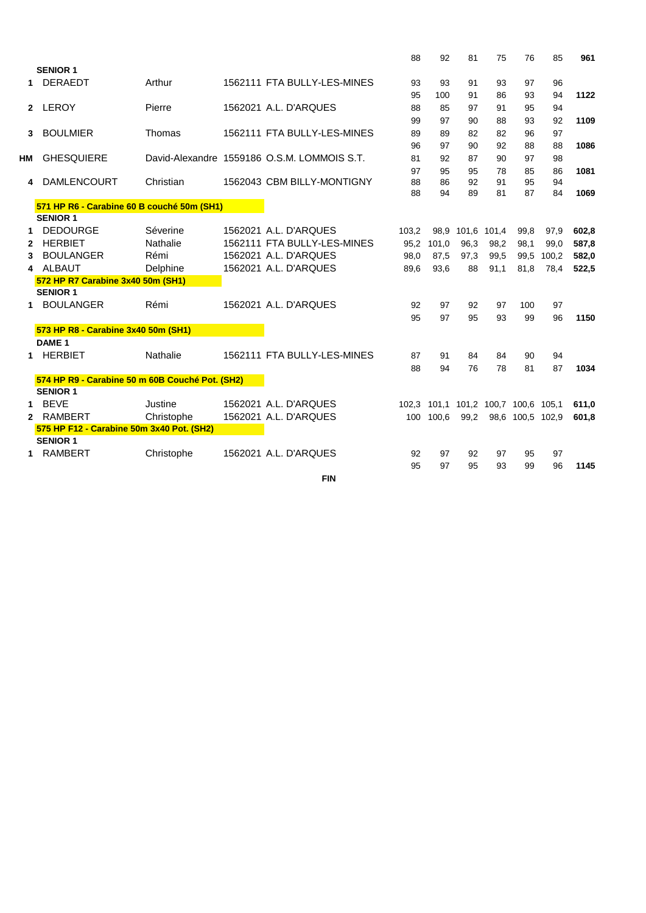| | | | | | | | | | | |
|---|---|---|---|---|---|---|---|---|---|---|
| | | | | 88 | 92 | 81 | 75 | 76 | 85 | **961** |
| | **SENIOR 1** | | | | | | | | | |
| **1** | DERAEDT | Arthur | 1562111 FTA BULLY-LES-MINES | 93 | 93 | 91 | 93 | 97 | 96 | |
| | | | | 95 | 100 | 91 | 86 | 93 | 94 | **1122** |
| **2** | LEROY | Pierre | 1562021 A.L. D'ARQUES | 88 | 85 | 97 | 91 | 95 | 94 | |
| | | | | 99 | 97 | 90 | 88 | 93 | 92 | **1109** |
| **3** | BOULMIER | Thomas | 1562111 FTA BULLY-LES-MINES | 89 | 89 | 82 | 82 | 96 | 97 | |
| | | | | 96 | 97 | 90 | 92 | 88 | 88 | **1086** |
| **HM** | GHESQUIERE | David-Alexandre | 1559186 O.S.M. LOMMOIS S.T. | 81 | 92 | 87 | 90 | 97 | 98 | |
| | | | | 97 | 95 | 95 | 78 | 85 | 86 | **1081** |
| **4** | DAMLENCOURT | Christian | 1562043 CBM BILLY-MONTIGNY | 88 | 86 | 92 | 91 | 95 | 94 | |
| | | | | 88 | 94 | 89 | 81 | 87 | 84 | **1069** |

**571 HP R6 - Carabine 60 B couché 50m (SH1)**

| | | | | | | | | | | |
|---|---|---|---|---|---|---|---|---|---|---|
| | **SENIOR 1** | | | | | | | | | |
| **1** | DEDOURGE | Séverine | 1562021 A.L. D'ARQUES | 103,2 | 98,9 | 101,6 | 101,4 | 99,8 | 97,9 | **602,8** |
| **2** | HERBIET | Nathalie | 1562111 FTA BULLY-LES-MINES | 95,2 | 101,0 | 96,3 | 98,2 | 98,1 | 99,0 | **587,8** |
| **3** | BOULANGER | Rémi | 1562021 A.L. D'ARQUES | 98,0 | 87,5 | 97,3 | 99,5 | 99,5 | 100,2 | **582,0** |
| **4** | ALBAUT | Delphine | 1562021 A.L. D'ARQUES | 89,6 | 93,6 | 88 | 91,1 | 81,8 | 78,4 | **522,5** |

**572 HP R7 Carabine 3x40 50m (SH1)**

| | | | | | | | | | | |
|---|---|---|---|---|---|---|---|---|---|---|
| | **SENIOR 1** | | | | | | | | | |
| **1** | BOULANGER | Rémi | 1562021 A.L. D'ARQUES | 92 | 97 | 92 | 97 | 100 | 97 | |
| | | | | 95 | 97 | 95 | 93 | 99 | 96 | **1150** |

**573 HP R8 - Carabine 3x40 50m (SH1)**

| | | | | | | | | | | |
|---|---|---|---|---|---|---|---|---|---|---|
| | **DAME 1** | | | | | | | | | |
| **1** | HERBIET | Nathalie | 1562111 FTA BULLY-LES-MINES | 87 | 91 | 84 | 84 | 90 | 94 | |
| | | | | 88 | 94 | 76 | 78 | 81 | 87 | **1034** |

**574 HP R9 - Carabine 50 m 60B Couché Pot. (SH2)**

| | | | | | | | | | | |
|---|---|---|---|---|---|---|---|---|---|---|
| | **SENIOR 1** | | | | | | | | | |
| **1** | BEVE | Justine | 1562021 A.L. D'ARQUES | 102,3 | 101,1 | 101,2 | 100,7 | 100,6 | 105,1 | **611,0** |
| **2** | RAMBERT | Christophe | 1562021 A.L. D'ARQUES | 100 | 100,6 | 99,2 | 98,6 | 100,5 | 102,9 | **601,8** |

**575 HP F12 - Carabine 50m 3x40 Pot. (SH2)**

| | | | | | | | | | | |
|---|---|---|---|---|---|---|---|---|---|---|
| | **SENIOR 1** | | | | | | | | | |
| **1** | RAMBERT | Christophe | 1562021 A.L. D'ARQUES | 92 | 97 | 92 | 97 | 95 | 97 | |
| | | | | 95 | 97 | 95 | 93 | 99 | 96 | **1145** |

**FIN**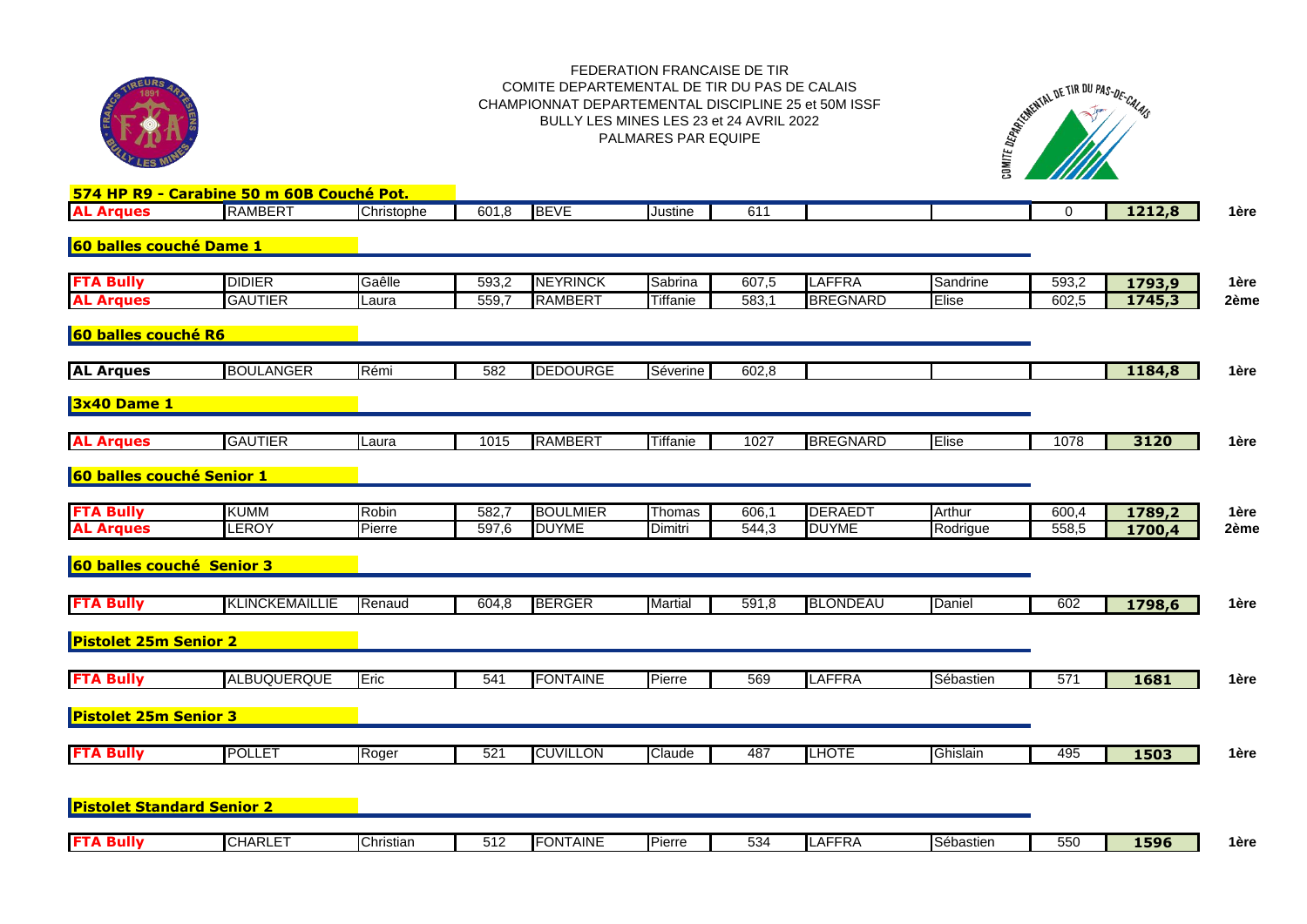FEDERATION FRANCAISE DE TIR
COMITE DEPARTEMENTAL DE TIR DU PAS DE CALAIS
CHAMPIONNAT DEPARTEMENTAL DISCIPLINE 25 et 50M ISSF
BULLY LES MINES LES 23 et 24 AVRIL 2022
PALMARES PAR EQUIPE

### 574 HP R9 - Carabine 50 m 60B Couché Pot.

| Club | Nom | Prénom | Score | Nom | Prénom | Score | Nom | Prénom | Score | Total | Classement |
|---|---|---|---|---|---|---|---|---|---|---|---|
| AL Arques | RAMBERT | Christophe | 601,8 | BEVE | Justine | 611 | | | 0 | 1212,8 | 1ère |

### 60 balles couché Dame 1

| Club | Nom | Prénom | Score | Nom | Prénom | Score | Nom | Prénom | Score | Total | Classement |
|---|---|---|---|---|---|---|---|---|---|---|---|
| FTA Bully | DIDIER | Gaêlle | 593,2 | NEYRINCK | Sabrina | 607,5 | LAFFRA | Sandrine | 593,2 | 1793,9 | 1ère |
| AL Arques | GAUTIER | Laura | 559,7 | RAMBERT | Tiffanie | 583,1 | BREGNARD | Elise | 602,5 | 1745,3 | 2ème |

### 60 balles couché R6

| Club | Nom | Prénom | Score | Nom | Prénom | Score | Nom | Prénom | Score | Total | Classement |
|---|---|---|---|---|---|---|---|---|---|---|---|
| AL Arques | BOULANGER | Rémi | 582 | DEDOURGE | Séverine | 602,8 | | | | 1184,8 | 1ère |

### 3x40 Dame 1

| Club | Nom | Prénom | Score | Nom | Prénom | Score | Nom | Prénom | Score | Total | Classement |
|---|---|---|---|---|---|---|---|---|---|---|---|
| AL Arques | GAUTIER | Laura | 1015 | RAMBERT | Tiffanie | 1027 | BREGNARD | Elise | 1078 | 3120 | 1ère |

### 60 balles couché Senior 1

| Club | Nom | Prénom | Score | Nom | Prénom | Score | Nom | Prénom | Score | Total | Classement |
|---|---|---|---|---|---|---|---|---|---|---|---|
| FTA Bully | KUMM | Robin | 582,7 | BOULMIER | Thomas | 606,1 | DERAEDT | Arthur | 600,4 | 1789,2 | 1ère |
| AL Arques | LEROY | Pierre | 597,6 | DUYME | Dimitri | 544,3 | DUYME | Rodrigue | 558,5 | 1700,4 | 2ème |

### 60 balles couché Senior 3

| Club | Nom | Prénom | Score | Nom | Prénom | Score | Nom | Prénom | Score | Total | Classement |
|---|---|---|---|---|---|---|---|---|---|---|---|
| FTA Bully | KLINCKEMAILLIE | Renaud | 604,8 | BERGER | Martial | 591,8 | BLONDEAU | Daniel | 602 | 1798,6 | 1ère |

### Pistolet 25m Senior 2

| Club | Nom | Prénom | Score | Nom | Prénom | Score | Nom | Prénom | Score | Total | Classement |
|---|---|---|---|---|---|---|---|---|---|---|---|
| FTA Bully | ALBUQUERQUE | Eric | 541 | FONTAINE | Pierre | 569 | LAFFRA | Sébastien | 571 | 1681 | 1ère |

### Pistolet 25m Senior 3

| Club | Nom | Prénom | Score | Nom | Prénom | Score | Nom | Prénom | Score | Total | Classement |
|---|---|---|---|---|---|---|---|---|---|---|---|
| FTA Bully | POLLET | Roger | 521 | CUVILLON | Claude | 487 | LHOTE | Ghislain | 495 | 1503 | 1ère |

### Pistolet Standard Senior 2

| Club | Nom | Prénom | Score | Nom | Prénom | Score | Nom | Prénom | Score | Total | Classement |
|---|---|---|---|---|---|---|---|---|---|---|---|
| FTA Bully | CHARLET | Christian | 512 | FONTAINE | Pierre | 534 | LAFFRA | Sébastien | 550 | 1596 | 1ère |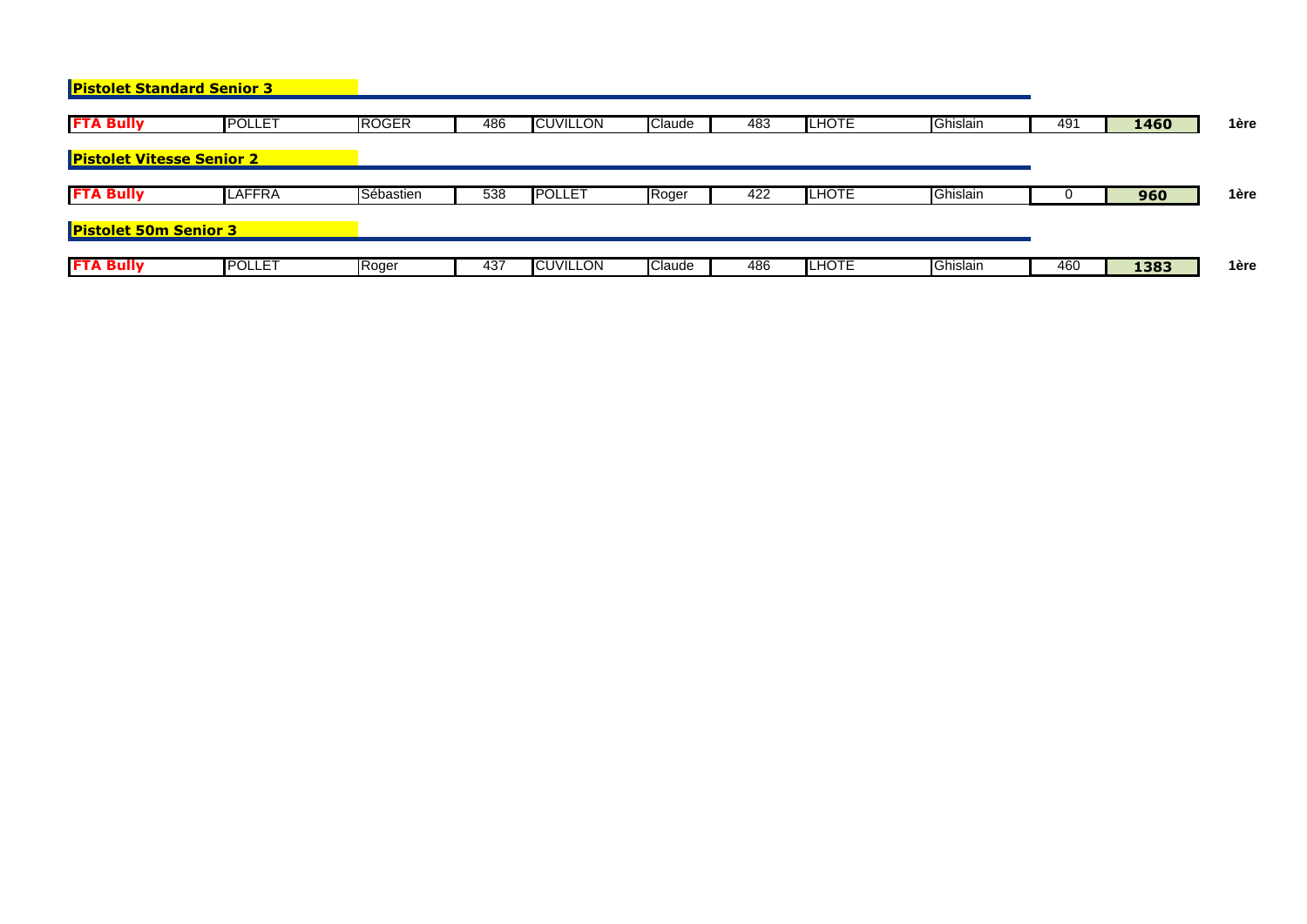**Pistolet Standard Senior 3**

| | | | | | | | | | | | |
|---|---|---|---|---|---|---|---|---|---|---|---|
| FTA Bully | POLLET | ROGER | 486 | CUVILLON | Claude | 483 | LHOTE | Ghislain | 491 | **1460** | **1ère** |

**Pistolet Vitesse Senior 2**

| | | | | | | | | | | | |
|---|---|---|---|---|---|---|---|---|---|---|---|
| FTA Bully | LAFFRA | Sébastien | 538 | POLLET | Roger | 422 | LHOTE | Ghislain | 0 | **960** | **1ère** |

**Pistolet 50m Senior 3**

| | | | | | | | | | | | |
|---|---|---|---|---|---|---|---|---|---|---|---|
| FTA Bully | POLLET | Roger | 437 | CUVILLON | Claude | 486 | LHOTE | Ghislain | 460 | **1383** | **1ère** |